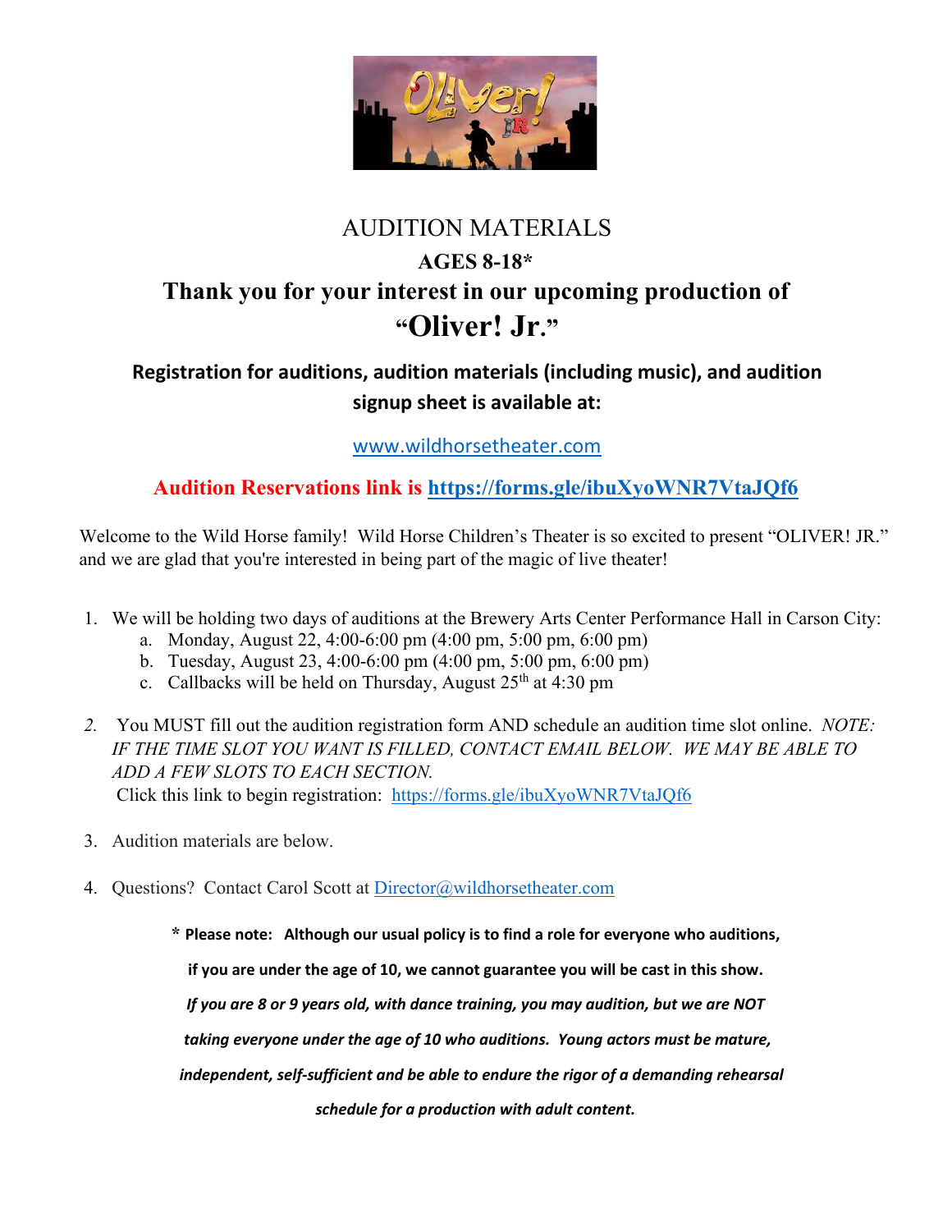# AUDITION MATERIALS

## AGES 8-18*

## Thank you for your interest in our upcoming production of "Oliver! Jr."

**Registration for auditions, audition materials (including music), and audition signup sheet is available at:**

www.wildhorsetheater.com

**Audition Reservations link is https://forms.gle/ibuXyoWNR7VtaJQf6**

Welcome to the Wild Horse family! Wild Horse Children's Theater is so excited to present "OLIVER! JR." and we are glad that you're interested in being part of the magic of live theater!

1. We will be holding two days of auditions at the Brewery Arts Center Performance Hall in Carson City:
   a. Monday, August 22, 4:00-6:00 pm (4:00 pm, 5:00 pm, 6:00 pm)
   b. Tuesday, August 23, 4:00-6:00 pm (4:00 pm, 5:00 pm, 6:00 pm)
   c. Callbacks will be held on Thursday, August 25th at 4:30 pm

2. You MUST fill out the audition registration form AND schedule an audition time slot online. *NOTE: IF THE TIME SLOT YOU WANT IS FILLED, CONTACT EMAIL BELOW. WE MAY BE ABLE TO ADD A FEW SLOTS TO EACH SECTION.*
   Click this link to begin registration: https://forms.gle/ibuXyoWNR7VtaJQf6

3. Audition materials are below.

4. Questions? Contact Carol Scott at Director@wildhorsetheater.com

**\* Please note: Although our usual policy is to find a role for everyone who auditions, if you are under the age of 10, we cannot guarantee you will be cast in this show.**

***If you are 8 or 9 years old, with dance training, you may audition, but we are NOT taking everyone under the age of 10 who auditions. Young actors must be mature, independent, self-sufficient and be able to endure the rigor of a demanding rehearsal schedule for a production with adult content.***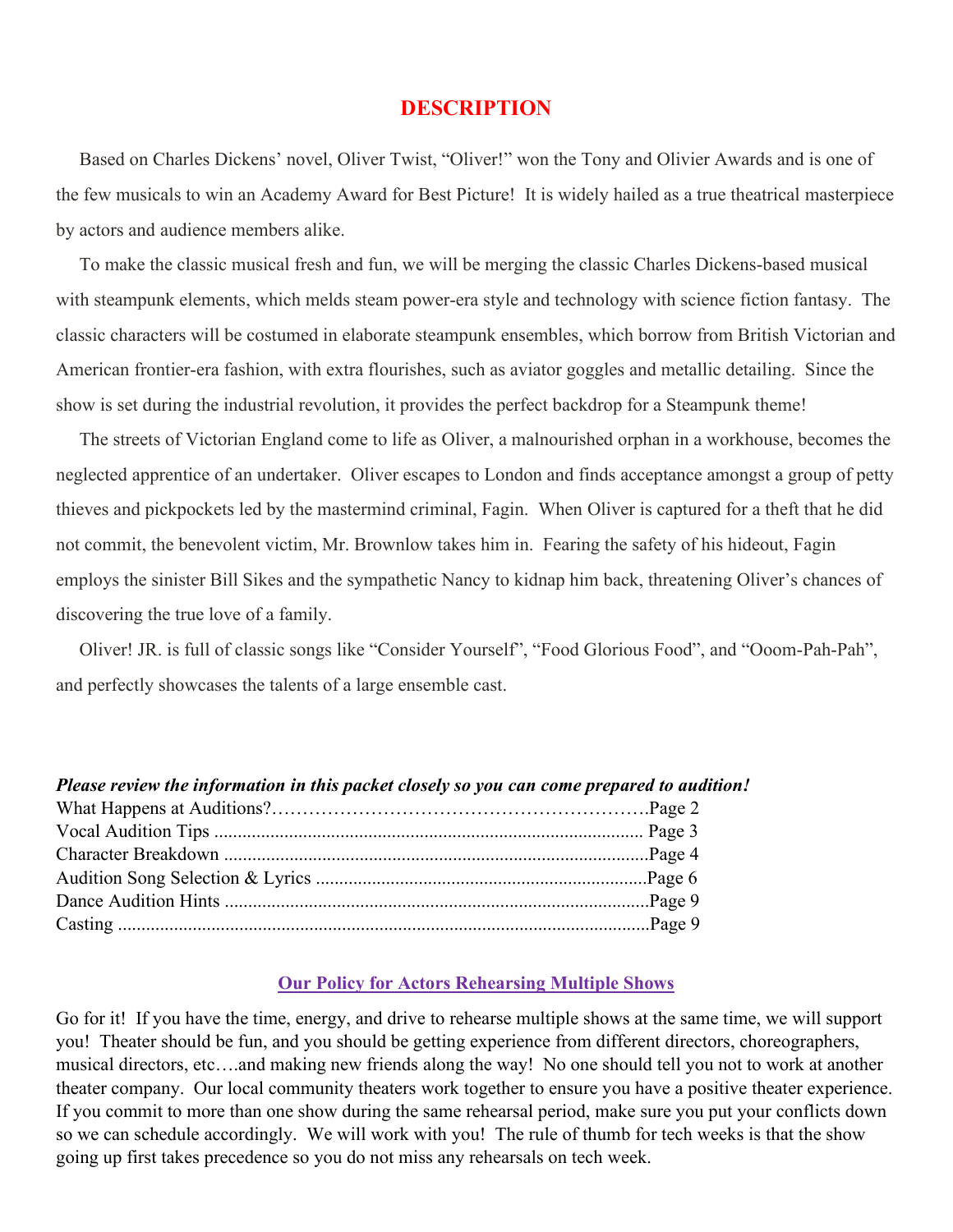## DESCRIPTION

Based on Charles Dickens' novel, Oliver Twist, "Oliver!" won the Tony and Olivier Awards and is one of the few musicals to win an Academy Award for Best Picture! It is widely hailed as a true theatrical masterpiece by actors and audience members alike.

To make the classic musical fresh and fun, we will be merging the classic Charles Dickens-based musical with steampunk elements, which melds steam power-era style and technology with science fiction fantasy. The classic characters will be costumed in elaborate steampunk ensembles, which borrow from British Victorian and American frontier-era fashion, with extra flourishes, such as aviator goggles and metallic detailing. Since the show is set during the industrial revolution, it provides the perfect backdrop for a Steampunk theme!

The streets of Victorian England come to life as Oliver, a malnourished orphan in a workhouse, becomes the neglected apprentice of an undertaker. Oliver escapes to London and finds acceptance amongst a group of petty thieves and pickpockets led by the mastermind criminal, Fagin. When Oliver is captured for a theft that he did not commit, the benevolent victim, Mr. Brownlow takes him in. Fearing the safety of his hideout, Fagin employs the sinister Bill Sikes and the sympathetic Nancy to kidnap him back, threatening Oliver's chances of discovering the true love of a family.

Oliver! JR. is full of classic songs like "Consider Yourself", "Food Glorious Food", and "Ooom-Pah-Pah", and perfectly showcases the talents of a large ensemble cast.

***Please review the information in this packet closely so you can come prepared to audition!***

What Happens at Auditions?………………………………………………….Page 2
Vocal Audition Tips ............................................................................................ Page 3
Character Breakdown ...........................................................................................Page 4
Audition Song Selection & Lyrics .......................................................................Page 6
Dance Audition Hints ...........................................................................................Page 9
Casting ..................................................................................................................Page 9

**Our Policy for Actors Rehearsing Multiple Shows**

Go for it! If you have the time, energy, and drive to rehearse multiple shows at the same time, we will support you! Theater should be fun, and you should be getting experience from different directors, choreographers, musical directors, etc….and making new friends along the way! No one should tell you not to work at another theater company. Our local community theaters work together to ensure you have a positive theater experience. If you commit to more than one show during the same rehearsal period, make sure you put your conflicts down so we can schedule accordingly. We will work with you! The rule of thumb for tech weeks is that the show going up first takes precedence so you do not miss any rehearsals on tech week.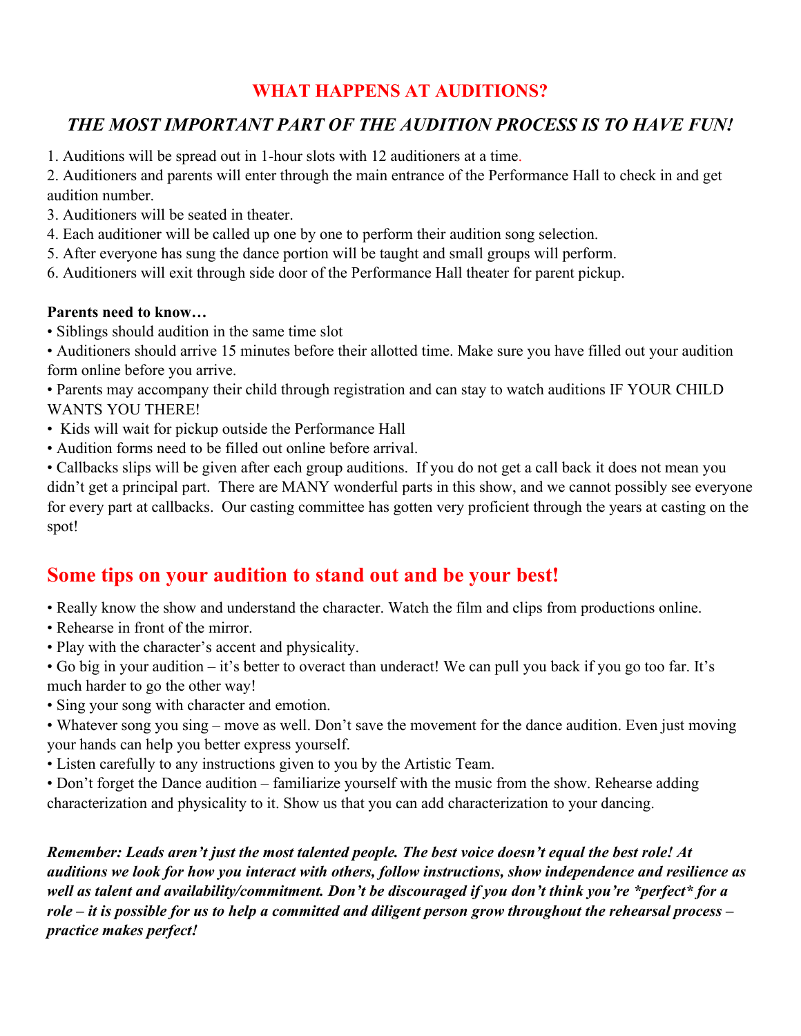# WHAT HAPPENS AT AUDITIONS?

## *THE MOST IMPORTANT PART OF THE AUDITION PROCESS IS TO HAVE FUN!*

1. Auditions will be spread out in 1-hour slots with 12 auditioners at a time.
2. Auditioners and parents will enter through the main entrance of the Performance Hall to check in and get audition number.
3. Auditioners will be seated in theater.
4. Each auditioner will be called up one by one to perform their audition song selection.
5. After everyone has sung the dance portion will be taught and small groups will perform.
6. Auditioners will exit through side door of the Performance Hall theater for parent pickup.

**Parents need to know…**

- Siblings should audition in the same time slot
- Auditioners should arrive 15 minutes before their allotted time. Make sure you have filled out your audition form online before you arrive.
- Parents may accompany their child through registration and can stay to watch auditions IF YOUR CHILD WANTS YOU THERE!
- Kids will wait for pickup outside the Performance Hall
- Audition forms need to be filled out online before arrival.
- Callbacks slips will be given after each group auditions. If you do not get a call back it does not mean you didn't get a principal part. There are MANY wonderful parts in this show, and we cannot possibly see everyone for every part at callbacks. Our casting committee has gotten very proficient through the years at casting on the spot!

## Some tips on your audition to stand out and be your best!

- Really know the show and understand the character. Watch the film and clips from productions online.
- Rehearse in front of the mirror.
- Play with the character's accent and physicality.
- Go big in your audition – it's better to overact than underact! We can pull you back if you go too far. It's much harder to go the other way!
- Sing your song with character and emotion.
- Whatever song you sing – move as well. Don't save the movement for the dance audition. Even just moving your hands can help you better express yourself.
- Listen carefully to any instructions given to you by the Artistic Team.
- Don't forget the Dance audition – familiarize yourself with the music from the show. Rehearse adding characterization and physicality to it. Show us that you can add characterization to your dancing.

***Remember: Leads aren't just the most talented people. The best voice doesn't equal the best role! At auditions we look for how you interact with others, follow instructions, show independence and resilience as well as talent and availability/commitment. Don't be discouraged if you don't think you're \*perfect\* for a role – it is possible for us to help a committed and diligent person grow throughout the rehearsal process – practice makes perfect!***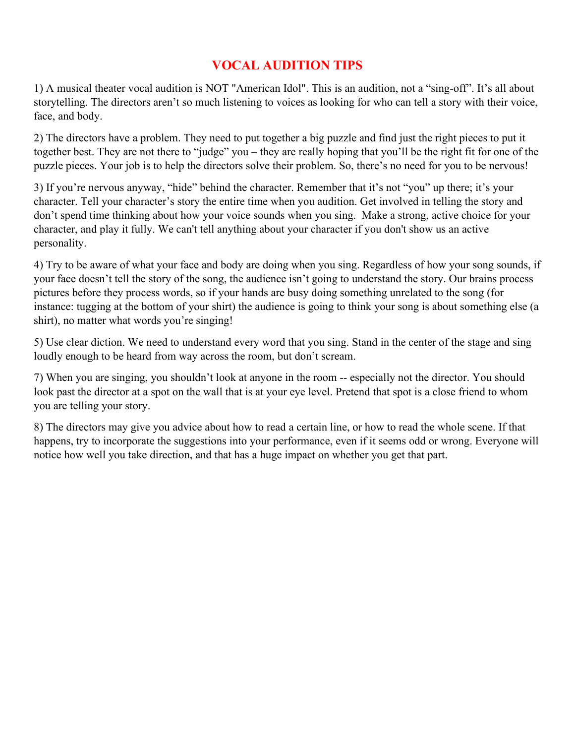# VOCAL AUDITION TIPS

1) A musical theater vocal audition is NOT "American Idol". This is an audition, not a "sing-off". It's all about storytelling. The directors aren't so much listening to voices as looking for who can tell a story with their voice, face, and body.

2) The directors have a problem. They need to put together a big puzzle and find just the right pieces to put it together best. They are not there to "judge" you – they are really hoping that you'll be the right fit for one of the puzzle pieces. Your job is to help the directors solve their problem. So, there's no need for you to be nervous!

3) If you're nervous anyway, "hide" behind the character. Remember that it's not "you" up there; it's your character. Tell your character's story the entire time when you audition. Get involved in telling the story and don't spend time thinking about how your voice sounds when you sing. Make a strong, active choice for your character, and play it fully. We can't tell anything about your character if you don't show us an active personality.

4) Try to be aware of what your face and body are doing when you sing. Regardless of how your song sounds, if your face doesn't tell the story of the song, the audience isn't going to understand the story. Our brains process pictures before they process words, so if your hands are busy doing something unrelated to the song (for instance: tugging at the bottom of your shirt) the audience is going to think your song is about something else (a shirt), no matter what words you're singing!

5) Use clear diction. We need to understand every word that you sing. Stand in the center of the stage and sing loudly enough to be heard from way across the room, but don't scream.

7) When you are singing, you shouldn't look at anyone in the room -- especially not the director. You should look past the director at a spot on the wall that is at your eye level. Pretend that spot is a close friend to whom you are telling your story.

8) The directors may give you advice about how to read a certain line, or how to read the whole scene. If that happens, try to incorporate the suggestions into your performance, even if it seems odd or wrong. Everyone will notice how well you take direction, and that has a huge impact on whether you get that part.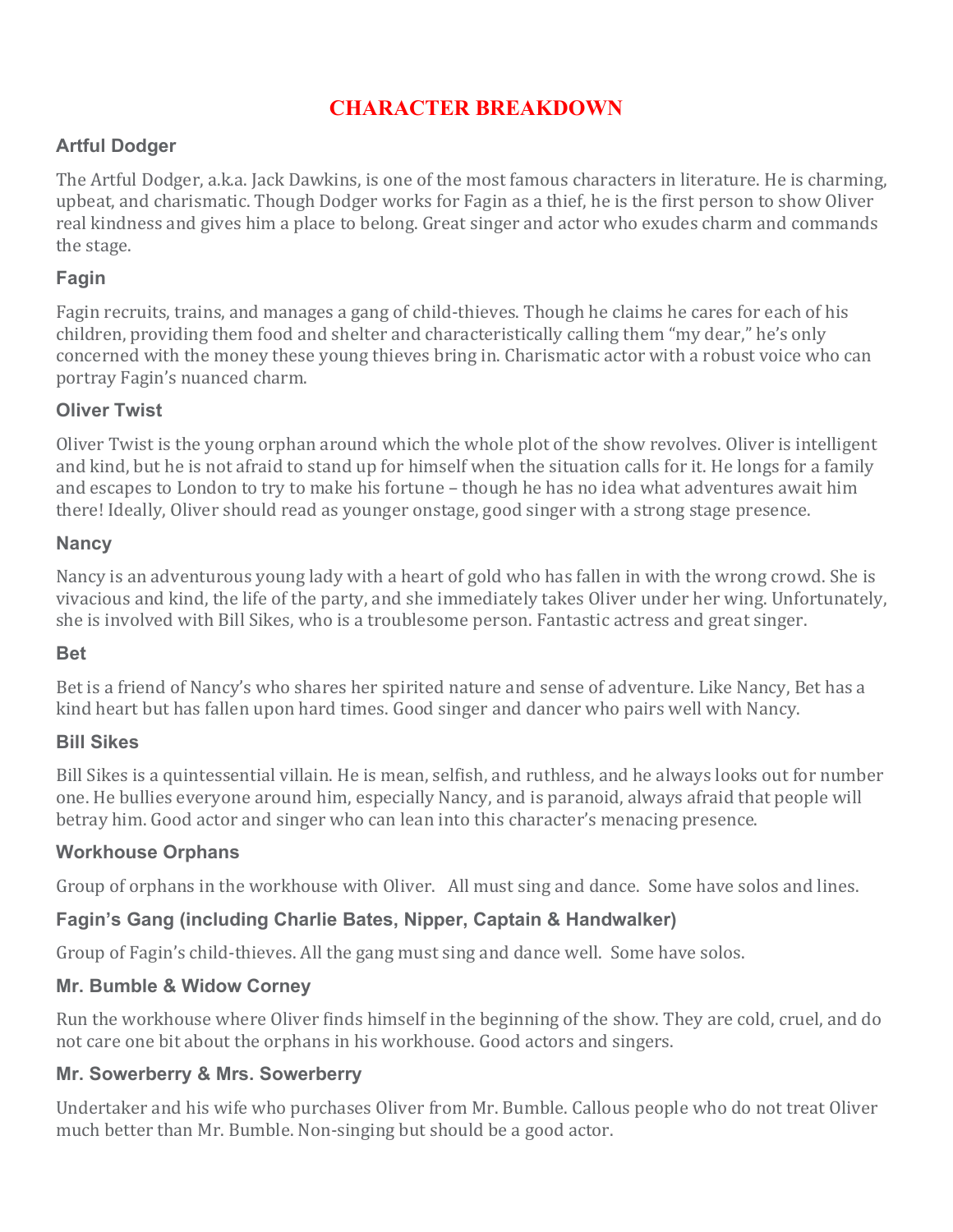# CHARACTER BREAKDOWN

## Artful Dodger

The Artful Dodger, a.k.a. Jack Dawkins, is one of the most famous characters in literature. He is charming, upbeat, and charismatic. Though Dodger works for Fagin as a thief, he is the first person to show Oliver real kindness and gives him a place to belong. Great singer and actor who exudes charm and commands the stage.

## Fagin

Fagin recruits, trains, and manages a gang of child-thieves. Though he claims he cares for each of his children, providing them food and shelter and characteristically calling them "my dear," he's only concerned with the money these young thieves bring in. Charismatic actor with a robust voice who can portray Fagin's nuanced charm.

## Oliver Twist

Oliver Twist is the young orphan around which the whole plot of the show revolves. Oliver is intelligent and kind, but he is not afraid to stand up for himself when the situation calls for it. He longs for a family and escapes to London to try to make his fortune – though he has no idea what adventures await him there! Ideally, Oliver should read as younger onstage, good singer with a strong stage presence.

## Nancy

Nancy is an adventurous young lady with a heart of gold who has fallen in with the wrong crowd. She is vivacious and kind, the life of the party, and she immediately takes Oliver under her wing. Unfortunately, she is involved with Bill Sikes, who is a troublesome person. Fantastic actress and great singer.

## Bet

Bet is a friend of Nancy's who shares her spirited nature and sense of adventure. Like Nancy, Bet has a kind heart but has fallen upon hard times. Good singer and dancer who pairs well with Nancy.

## Bill Sikes

Bill Sikes is a quintessential villain. He is mean, selfish, and ruthless, and he always looks out for number one. He bullies everyone around him, especially Nancy, and is paranoid, always afraid that people will betray him. Good actor and singer who can lean into this character's menacing presence.

## Workhouse Orphans

Group of orphans in the workhouse with Oliver. All must sing and dance. Some have solos and lines.

## Fagin's Gang (including Charlie Bates, Nipper, Captain & Handwalker)

Group of Fagin's child-thieves. All the gang must sing and dance well. Some have solos.

## Mr. Bumble & Widow Corney

Run the workhouse where Oliver finds himself in the beginning of the show. They are cold, cruel, and do not care one bit about the orphans in his workhouse. Good actors and singers.

## Mr. Sowerberry & Mrs. Sowerberry

Undertaker and his wife who purchases Oliver from Mr. Bumble. Callous people who do not treat Oliver much better than Mr. Bumble. Non-singing but should be a good actor.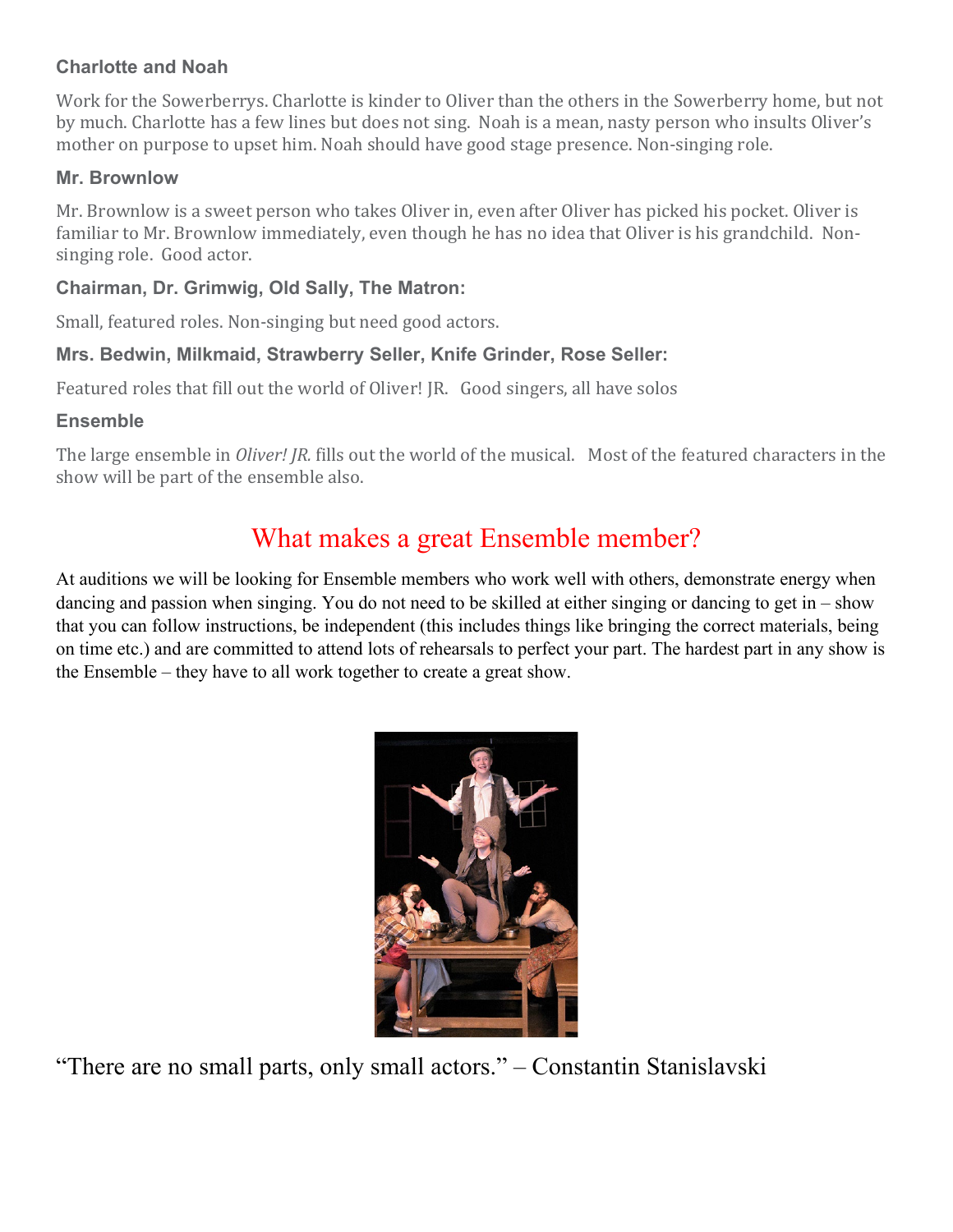### Charlotte and Noah

Work for the Sowerberrys. Charlotte is kinder to Oliver than the others in the Sowerberry home, but not by much. Charlotte has a few lines but does not sing. Noah is a mean, nasty person who insults Oliver's mother on purpose to upset him. Noah should have good stage presence. Non-singing role.

### Mr. Brownlow

Mr. Brownlow is a sweet person who takes Oliver in, even after Oliver has picked his pocket. Oliver is familiar to Mr. Brownlow immediately, even though he has no idea that Oliver is his grandchild. Non-singing role. Good actor.

### Chairman, Dr. Grimwig, Old Sally, The Matron:

Small, featured roles. Non-singing but need good actors.

### Mrs. Bedwin, Milkmaid, Strawberry Seller, Knife Grinder, Rose Seller:

Featured roles that fill out the world of Oliver! JR. Good singers, all have solos

### Ensemble

The large ensemble in *Oliver! JR.* fills out the world of the musical. Most of the featured characters in the show will be part of the ensemble also.

## What makes a great Ensemble member?

At auditions we will be looking for Ensemble members who work well with others, demonstrate energy when dancing and passion when singing. You do not need to be skilled at either singing or dancing to get in – show that you can follow instructions, be independent (this includes things like bringing the correct materials, being on time etc.) and are committed to attend lots of rehearsals to perfect your part. The hardest part in any show is the Ensemble – they have to all work together to create a great show.

"There are no small parts, only small actors." – Constantin Stanislavski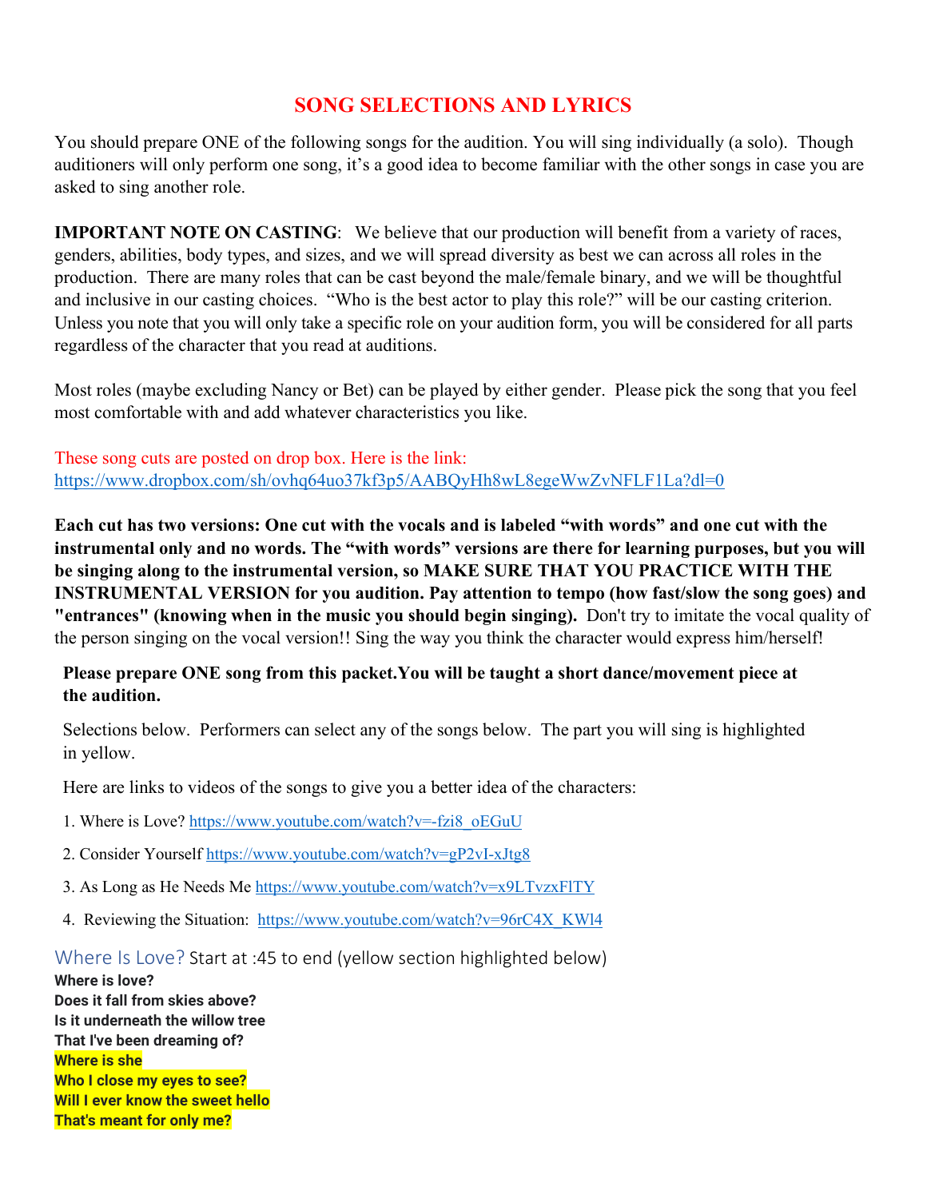# SONG SELECTIONS AND LYRICS

You should prepare ONE of the following songs for the audition. You will sing individually (a solo). Though auditioners will only perform one song, it's a good idea to become familiar with the other songs in case you are asked to sing another role.

**IMPORTANT NOTE ON CASTING**: We believe that our production will benefit from a variety of races, genders, abilities, body types, and sizes, and we will spread diversity as best we can across all roles in the production. There are many roles that can be cast beyond the male/female binary, and we will be thoughtful and inclusive in our casting choices. "Who is the best actor to play this role?" will be our casting criterion. Unless you note that you will only take a specific role on your audition form, you will be considered for all parts regardless of the character that you read at auditions.

Most roles (maybe excluding Nancy or Bet) can be played by either gender. Please pick the song that you feel most comfortable with and add whatever characteristics you like.

These song cuts are posted on drop box. Here is the link:
https://www.dropbox.com/sh/ovhq64uo37kf3p5/AABQyHh8wL8egeWwZvNFLF1La?dl=0

**Each cut has two versions: One cut with the vocals and is labeled "with words" and one cut with the instrumental only and no words. The "with words" versions are there for learning purposes, but you will be singing along to the instrumental version, so MAKE SURE THAT YOU PRACTICE WITH THE INSTRUMENTAL VERSION for you audition. Pay attention to tempo (how fast/slow the song goes) and "entrances" (knowing when in the music you should begin singing).** Don't try to imitate the vocal quality of the person singing on the vocal version!! Sing the way you think the character would express him/herself!

**Please prepare ONE song from this packet.You will be taught a short dance/movement piece at the audition.**

Selections below. Performers can select any of the songs below. The part you will sing is highlighted in yellow.

Here are links to videos of the songs to give you a better idea of the characters:

1. Where is Love? https://www.youtube.com/watch?v=-fzi8_oEGuU
2. Consider Yourself https://www.youtube.com/watch?v=gP2vI-xJtg8
3. As Long as He Needs Me https://www.youtube.com/watch?v=x9LTvzxFlTY
4. Reviewing the Situation: https://www.youtube.com/watch?v=96rC4X_KWl4

## Where Is Love? Start at :45 to end (yellow section highlighted below)

**Where is love?**
**Does it fall from skies above?**
**Is it underneath the willow tree**
**That I've been dreaming of?**
**Where is she**
**Who I close my eyes to see?**
**Will I ever know the sweet hello**
**That's meant for only me?**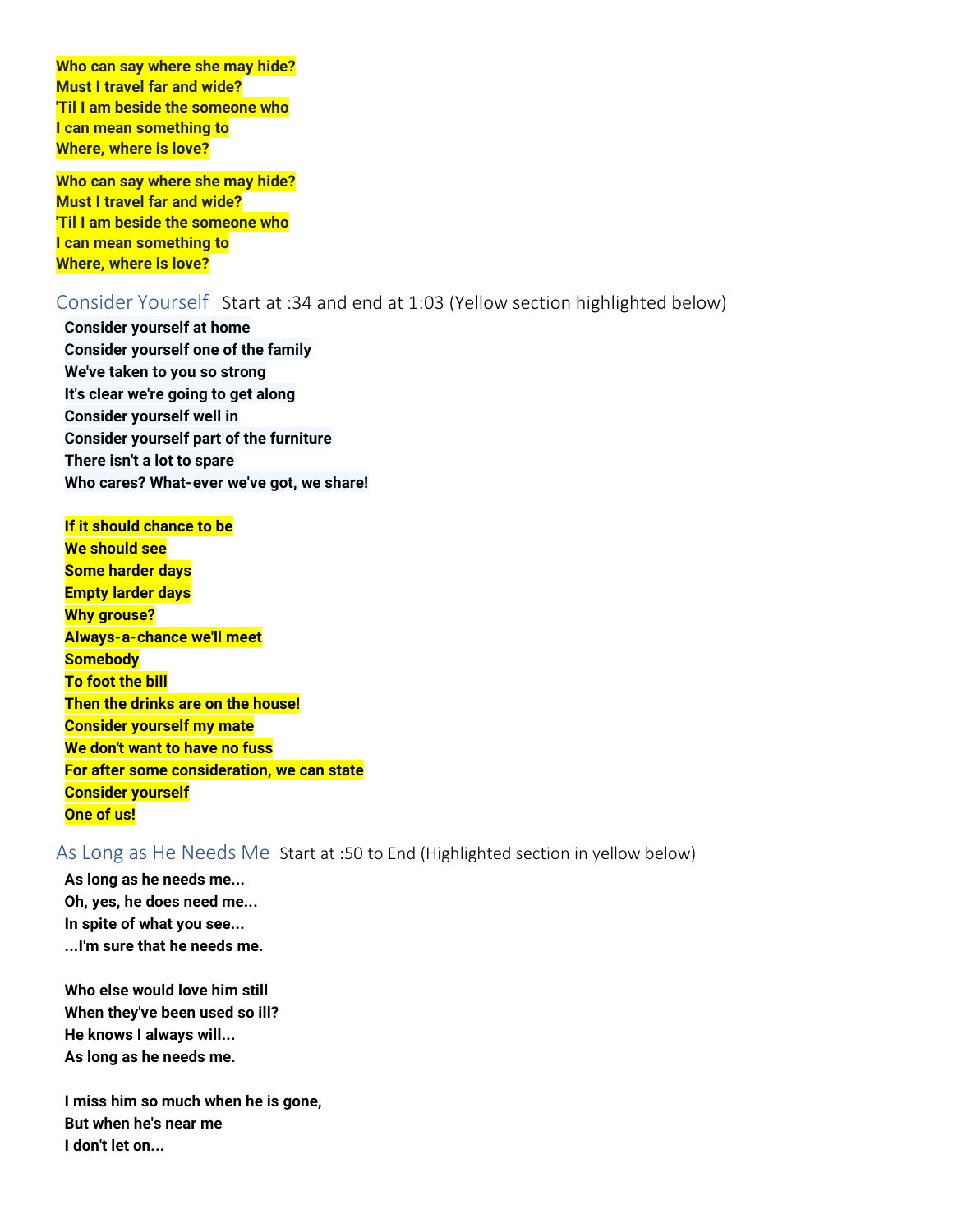**Who can say where she may hide?**
**Must I travel far and wide?**
**'Til I am beside the someone who**
**I can mean something to**
**Where, where is love?**

**Who can say where she may hide?**
**Must I travel far and wide?**
**'Til I am beside the someone who**
**I can mean something to**
**Where, where is love?**

## Consider Yourself Start at :34 and end at 1:03 (Yellow section highlighted below)

**Consider yourself at home**
**Consider yourself one of the family**
**We've taken to you so strong**
**It's clear we're going to get along**
**Consider yourself well in**
**Consider yourself part of the furniture**
**There isn't a lot to spare**
**Who cares? What-ever we've got, we share!**

**If it should chance to be**
**We should see**
**Some harder days**
**Empty larder days**
**Why grouse?**
**Always-a-chance we'll meet**
**Somebody**
**To foot the bill**
**Then the drinks are on the house!**
**Consider yourself my mate**
**We don't want to have no fuss**
**For after some consideration, we can state**
**Consider yourself**
**One of us!**

## As Long as He Needs Me Start at :50 to End (Highlighted section in yellow below)

**As long as he needs me...**
**Oh, yes, he does need me...**
**In spite of what you see...**
**...I'm sure that he needs me.**

**Who else would love him still**
**When they've been used so ill?**
**He knows I always will...**
**As long as he needs me.**

**I miss him so much when he is gone,**
**But when he's near me**
**I don't let on...**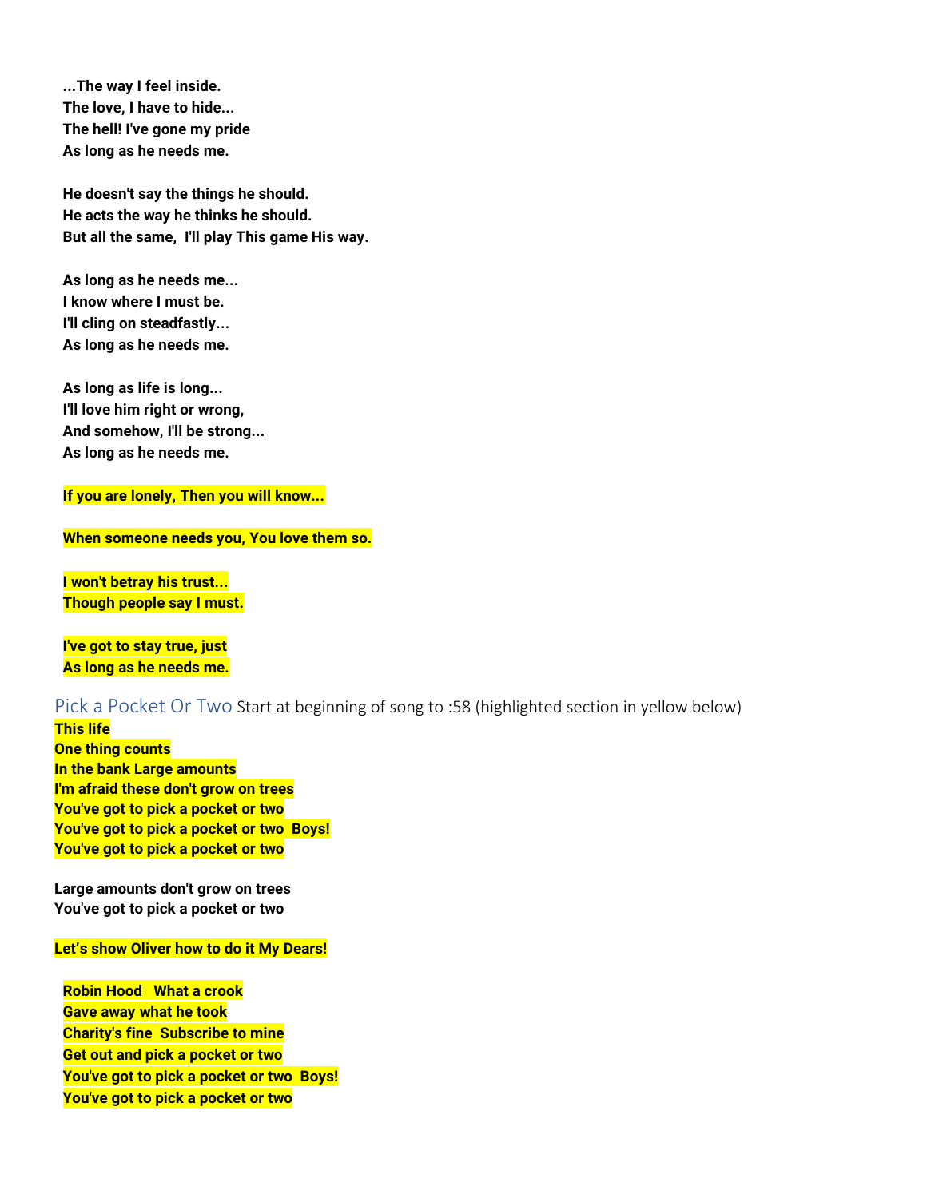**...The way I feel inside.**
**The love, I have to hide...**
**The hell! I've gone my pride**
**As long as he needs me.**

**He doesn't say the things he should.**
**He acts the way he thinks he should.**
**But all the same,  I'll play This game His way.**

**As long as he needs me...**
**I know where I must be.**
**I'll cling on steadfastly...**
**As long as he needs me.**

**As long as life is long...**
**I'll love him right or wrong,**
**And somehow, I'll be strong...**
**As long as he needs me.**

**If you are lonely, Then you will know...**

**When someone needs you, You love them so.**

**I won't betray his trust...**
**Though people say I must.**

**I've got to stay true, just**
**As long as he needs me.**

## Pick a Pocket Or Two

Start at beginning of song to :58 (highlighted section in yellow below)

**This life**
**One thing counts**
**In the bank Large amounts**
**I'm afraid these don't grow on trees**
**You've got to pick a pocket or two**
**You've got to pick a pocket or two  Boys!**
**You've got to pick a pocket or two**

**Large amounts don't grow on trees**
**You've got to pick a pocket or two**

**Let's show Oliver how to do it My Dears!**

**Robin Hood   What a crook**
**Gave away what he took**
**Charity's fine  Subscribe to mine**
**Get out and pick a pocket or two**
**You've got to pick a pocket or two  Boys!**
**You've got to pick a pocket or two**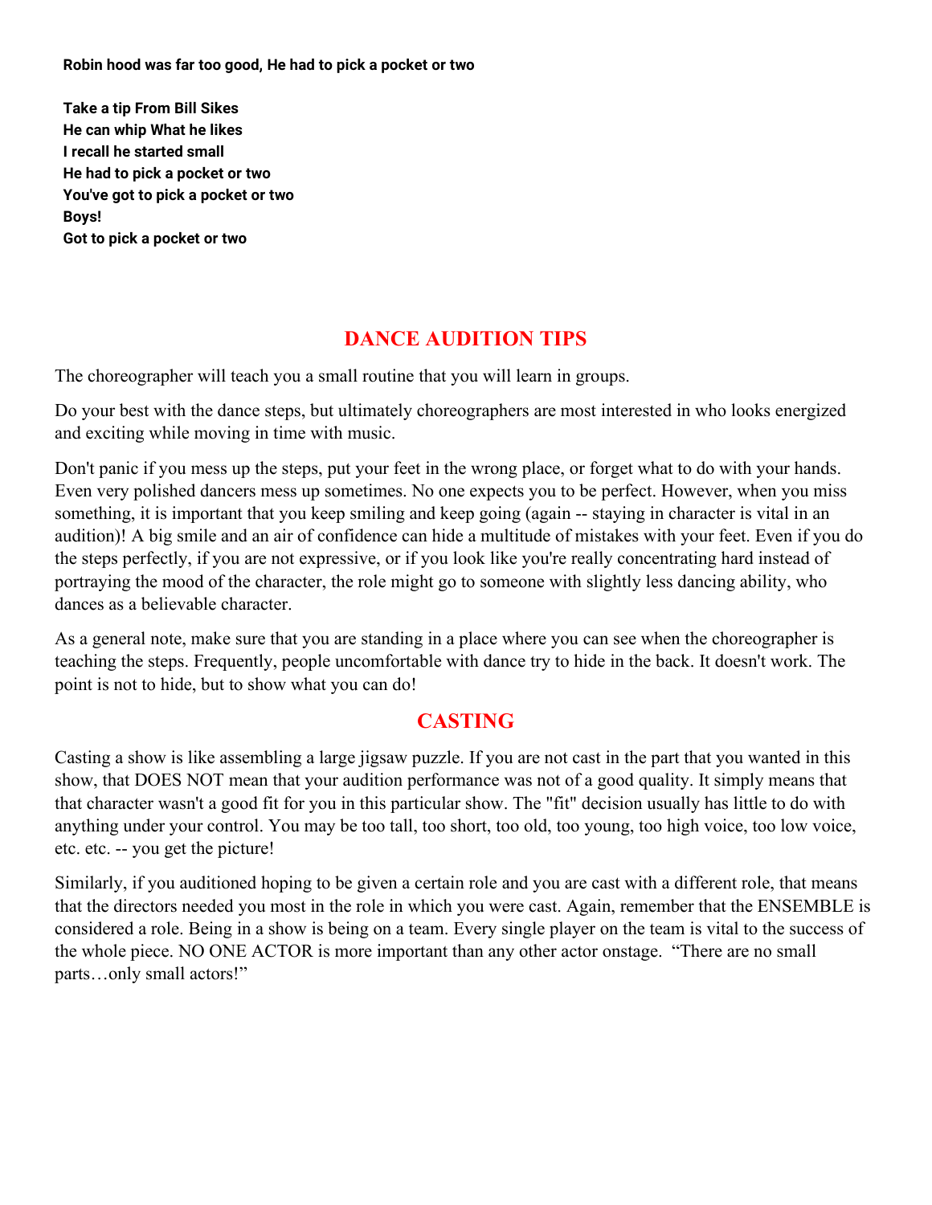**Robin hood was far too good, He had to pick a pocket or two**

**Take a tip From Bill Sikes**
**He can whip What he likes**
**I recall he started small**
**He had to pick a pocket or two**
**You've got to pick a pocket or two**
**Boys!**
**Got to pick a pocket or two**

## DANCE AUDITION TIPS

The choreographer will teach you a small routine that you will learn in groups.

Do your best with the dance steps, but ultimately choreographers are most interested in who looks energized and exciting while moving in time with music.

Don't panic if you mess up the steps, put your feet in the wrong place, or forget what to do with your hands. Even very polished dancers mess up sometimes. No one expects you to be perfect. However, when you miss something, it is important that you keep smiling and keep going (again -- staying in character is vital in an audition)! A big smile and an air of confidence can hide a multitude of mistakes with your feet. Even if you do the steps perfectly, if you are not expressive, or if you look like you're really concentrating hard instead of portraying the mood of the character, the role might go to someone with slightly less dancing ability, who dances as a believable character.

As a general note, make sure that you are standing in a place where you can see when the choreographer is teaching the steps. Frequently, people uncomfortable with dance try to hide in the back. It doesn't work. The point is not to hide, but to show what you can do!

## CASTING

Casting a show is like assembling a large jigsaw puzzle. If you are not cast in the part that you wanted in this show, that DOES NOT mean that your audition performance was not of a good quality. It simply means that that character wasn't a good fit for you in this particular show. The "fit" decision usually has little to do with anything under your control. You may be too tall, too short, too old, too young, too high voice, too low voice, etc. etc. -- you get the picture!

Similarly, if you auditioned hoping to be given a certain role and you are cast with a different role, that means that the directors needed you most in the role in which you were cast. Again, remember that the ENSEMBLE is considered a role. Being in a show is being on a team. Every single player on the team is vital to the success of the whole piece. NO ONE ACTOR is more important than any other actor onstage. "There are no small parts…only small actors!"